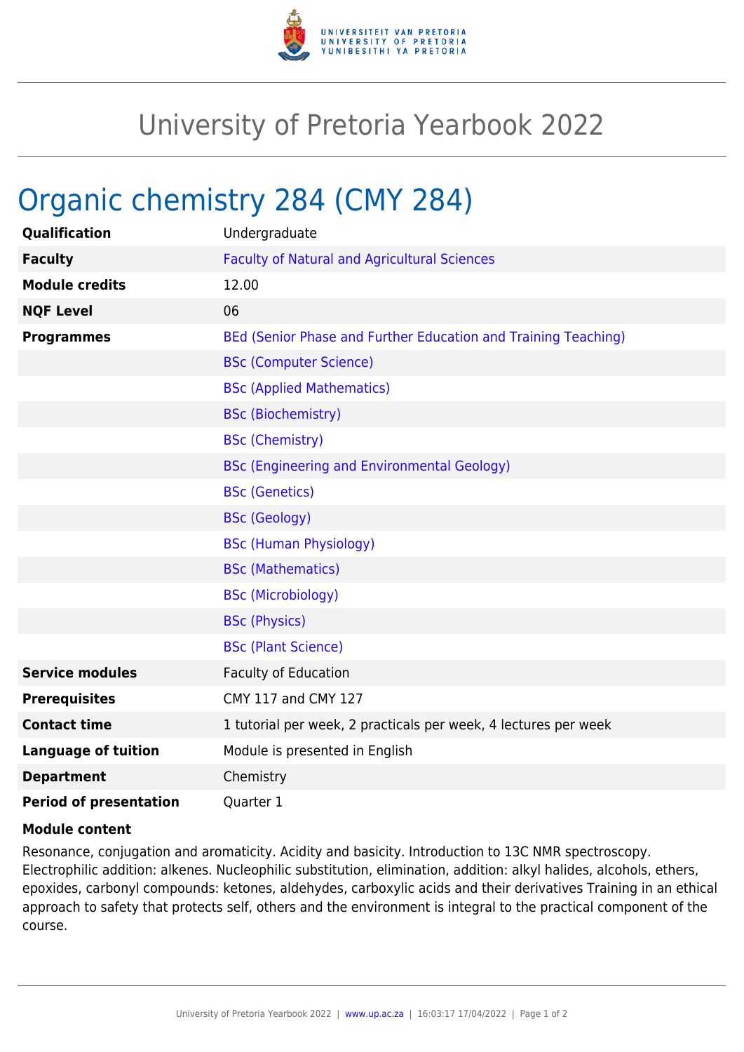# University of Pretoria Yearbook 2022

## Organic chemistry 284 (CMY 284)

| | |
|---|---|
| **Qualification** | Undergraduate |
| **Faculty** | Faculty of Natural and Agricultural Sciences |
| **Module credits** | 12.00 |
| **NQF Level** | 06 |
| **Programmes** | BEd (Senior Phase and Further Education and Training Teaching) |
| | BSc (Computer Science) |
| | BSc (Applied Mathematics) |
| | BSc (Biochemistry) |
| | BSc (Chemistry) |
| | BSc (Engineering and Environmental Geology) |
| | BSc (Genetics) |
| | BSc (Geology) |
| | BSc (Human Physiology) |
| | BSc (Mathematics) |
| | BSc (Microbiology) |
| | BSc (Physics) |
| | BSc (Plant Science) |
| **Service modules** | Faculty of Education |
| **Prerequisites** | CMY 117 and CMY 127 |
| **Contact time** | 1 tutorial per week, 2 practicals per week, 4 lectures per week |
| **Language of tuition** | Module is presented in English |
| **Department** | Chemistry |
| **Period of presentation** | Quarter 1 |

**Module content**

Resonance, conjugation and aromaticity. Acidity and basicity. Introduction to 13C NMR spectroscopy. Electrophilic addition: alkenes. Nucleophilic substitution, elimination, addition: alkyl halides, alcohols, ethers, epoxides, carbonyl compounds: ketones, aldehydes, carboxylic acids and their derivatives Training in an ethical approach to safety that protects self, others and the environment is integral to the practical component of the course.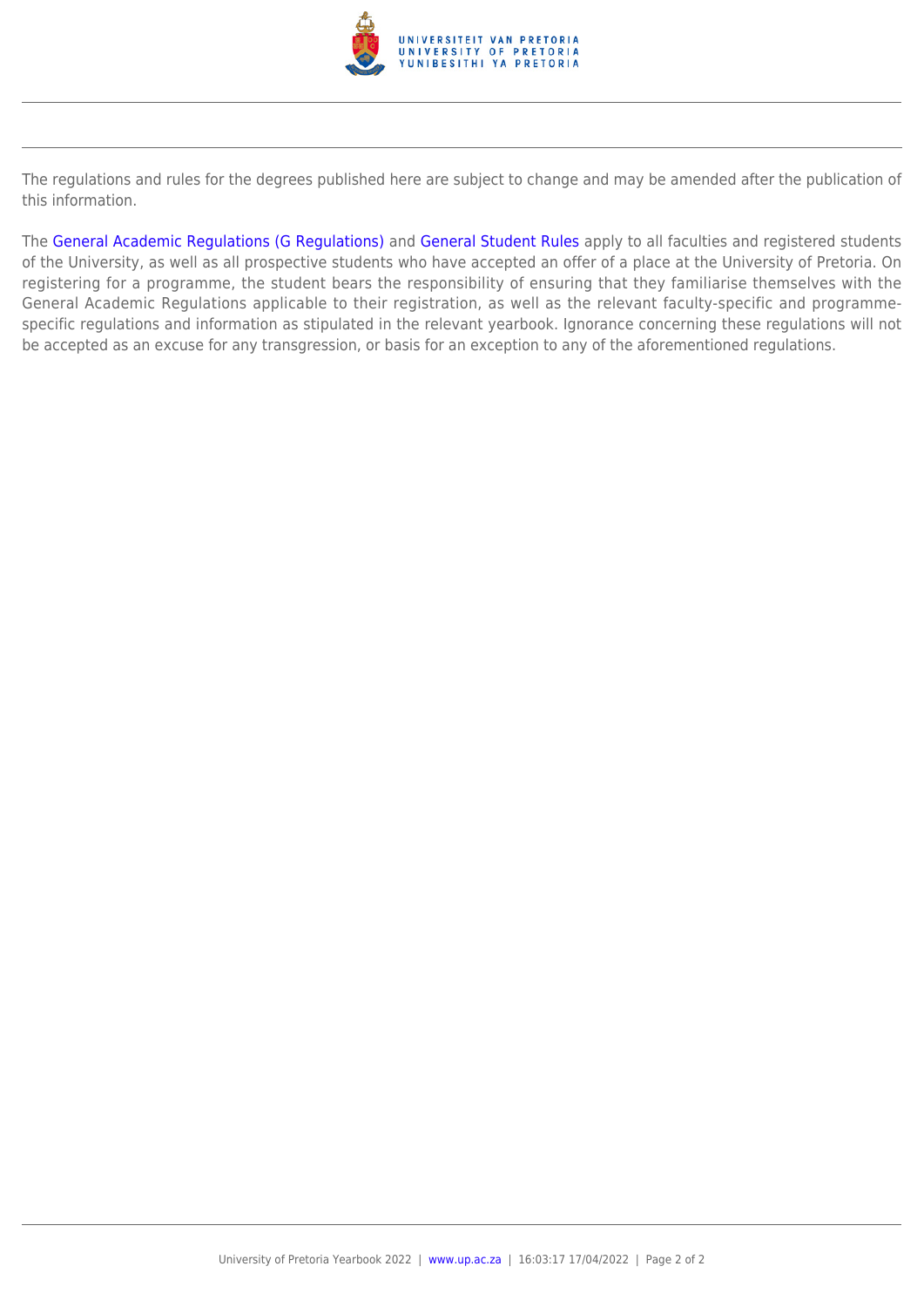The regulations and rules for the degrees published here are subject to change and may be amended after the publication of this information.

The General Academic Regulations (G Regulations) and General Student Rules apply to all faculties and registered students of the University, as well as all prospective students who have accepted an offer of a place at the University of Pretoria. On registering for a programme, the student bears the responsibility of ensuring that they familiarise themselves with the General Academic Regulations applicable to their registration, as well as the relevant faculty-specific and programme-specific regulations and information as stipulated in the relevant yearbook. Ignorance concerning these regulations will not be accepted as an excuse for any transgression, or basis for an exception to any of the aforementioned regulations.